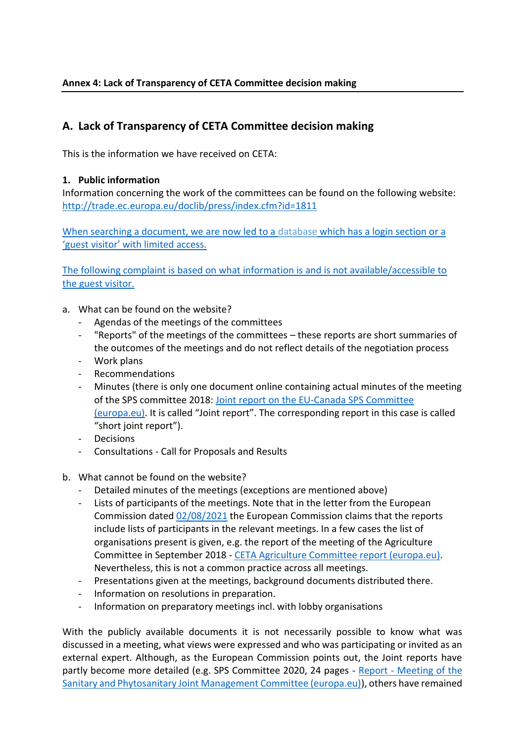**Annex 4: Lack of Transparency of CETA Committee decision making**

## A. Lack of Transparency of CETA Committee decision making

This is the information we have received on CETA:

**1. Public information**

Information concerning the work of the committees can be found on the following website: http://trade.ec.europa.eu/doclib/press/index.cfm?id=1811

When searching a document, we are now led to a database which has a login section or a 'guest visitor' with limited access.

The following complaint is based on what information is and is not available/accessible to the guest visitor.

a. What can be found on the website?
   - Agendas of the meetings of the committees
   - "Reports" of the meetings of the committees – these reports are short summaries of the outcomes of the meetings and do not reflect details of the negotiation process
   - Work plans
   - Recommendations
   - Minutes (there is only one document online containing actual minutes of the meeting of the SPS committee 2018: Joint report on the EU-Canada SPS Committee (europa.eu). It is called "Joint report". The corresponding report in this case is called "short joint report").
   - Decisions
   - Consultations - Call for Proposals and Results

b. What cannot be found on the website?
   - Detailed minutes of the meetings (exceptions are mentioned above)
   - Lists of participants of the meetings. Note that in the letter from the European Commission dated 02/08/2021 the European Commission claims that the reports include lists of participants in the relevant meetings. In a few cases the list of organisations present is given, e.g. the report of the meeting of the Agriculture Committee in September 2018 - CETA Agriculture Committee report (europa.eu). Nevertheless, this is not a common practice across all meetings.
   - Presentations given at the meetings, background documents distributed there.
   - Information on resolutions in preparation.
   - Information on preparatory meetings incl. with lobby organisations

With the publicly available documents it is not necessarily possible to know what was discussed in a meeting, what views were expressed and who was participating or invited as an external expert. Although, as the European Commission points out, the Joint reports have partly become more detailed (e.g. SPS Committee 2020, 24 pages - Report - Meeting of the Sanitary and Phytosanitary Joint Management Committee (europa.eu)), others have remained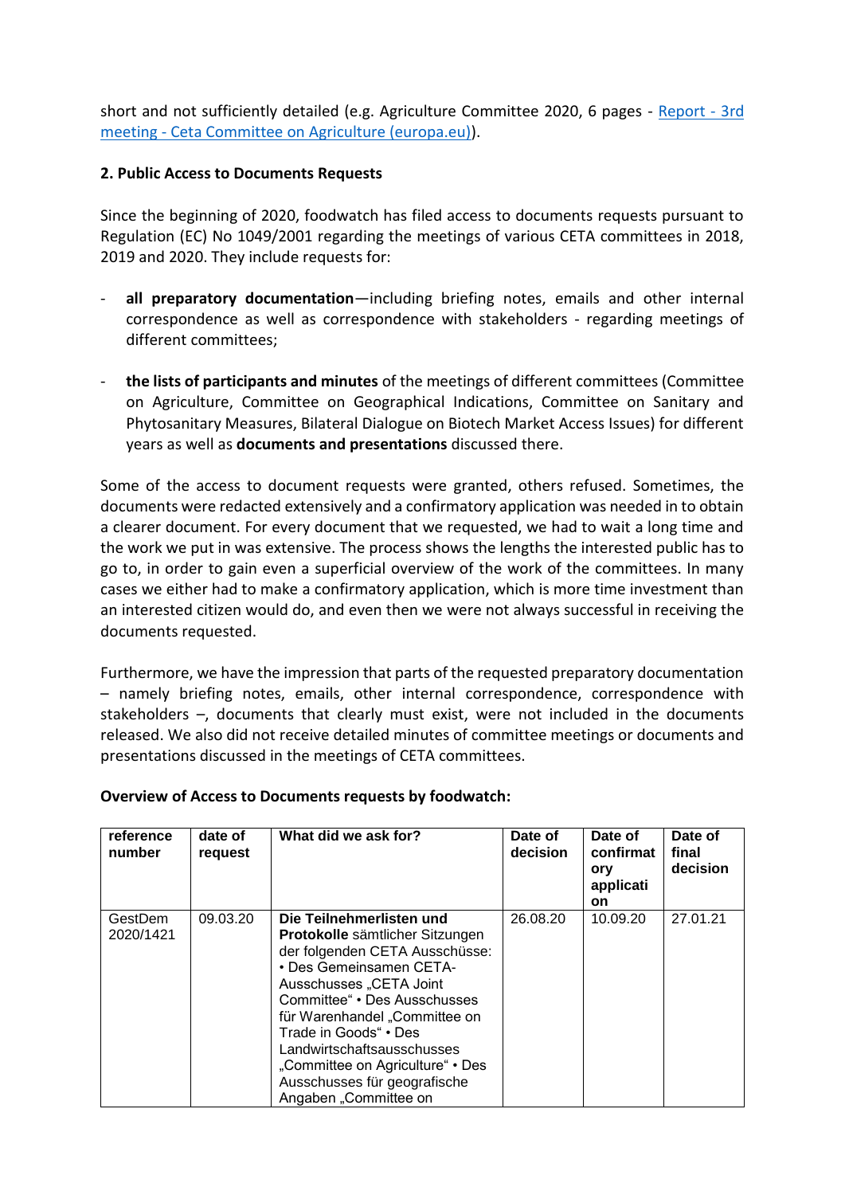short and not sufficiently detailed (e.g. Agriculture Committee 2020, 6 pages - [Report - 3rd meeting - Ceta Committee on Agriculture (europa.eu)](#)).

**2. Public Access to Documents Requests**

Since the beginning of 2020, foodwatch has filed access to documents requests pursuant to Regulation (EC) No 1049/2001 regarding the meetings of various CETA committees in 2018, 2019 and 2020. They include requests for:

- **all preparatory documentation**—including briefing notes, emails and other internal correspondence as well as correspondence with stakeholders - regarding meetings of different committees;
- **the lists of participants and minutes** of the meetings of different committees (Committee on Agriculture, Committee on Geographical Indications, Committee on Sanitary and Phytosanitary Measures, Bilateral Dialogue on Biotech Market Access Issues) for different years as well as **documents and presentations** discussed there.

Some of the access to document requests were granted, others refused. Sometimes, the documents were redacted extensively and a confirmatory application was needed in to obtain a clearer document. For every document that we requested, we had to wait a long time and the work we put in was extensive. The process shows the lengths the interested public has to go to, in order to gain even a superficial overview of the work of the committees. In many cases we either had to make a confirmatory application, which is more time investment than an interested citizen would do, and even then we were not always successful in receiving the documents requested.

Furthermore, we have the impression that parts of the requested preparatory documentation – namely briefing notes, emails, other internal correspondence, correspondence with stakeholders –, documents that clearly must exist, were not included in the documents released. We also did not receive detailed minutes of committee meetings or documents and presentations discussed in the meetings of CETA committees.

**Overview of Access to Documents requests by foodwatch:**

| reference number | date of request | What did we ask for? | Date of decision | Date of confirmatory application | Date of final decision |
|---|---|---|---|---|---|
| GestDem 2020/1421 | 09.03.20 | **Die Teilnehmerlisten und Protokolle** sämtlicher Sitzungen der folgenden CETA Ausschüsse: • Des Gemeinsamen CETA-Ausschusses „CETA Joint Committee“ • Des Ausschusses für Warenhandel „Committee on Trade in Goods“ • Des Landwirtschaftsausschusses „Committee on Agriculture“ • Des Ausschusses für geografische Angaben „Committee on | 26.08.20 | 10.09.20 | 27.01.21 |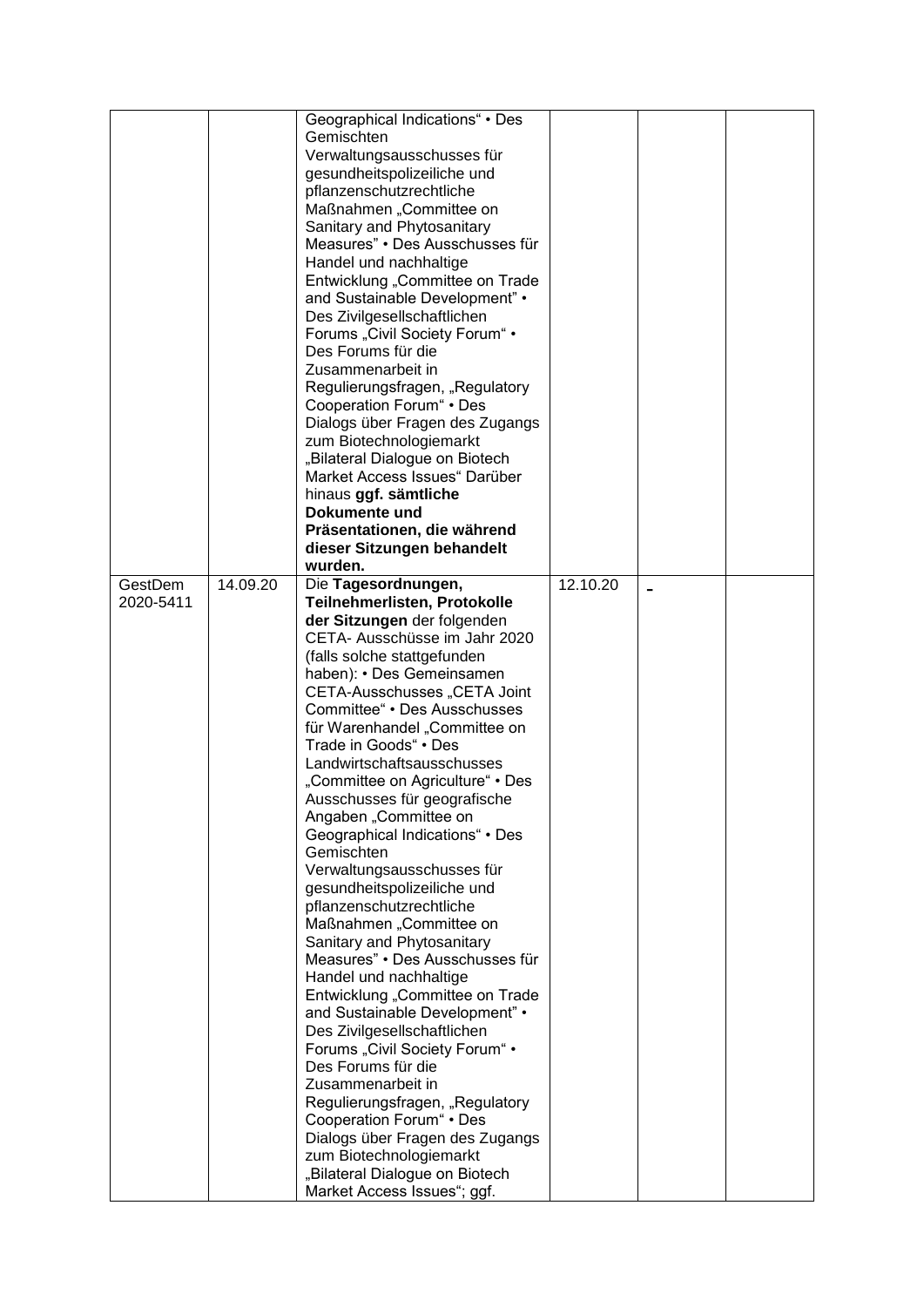| | | | | | |
|---|---|---|---|---|---|
| | | Geographical Indications“ • Des Gemischten Verwaltungsausschusses für gesundheitspolizeiliche und pflanzenschutzrechtliche Maßnahmen „Committee on Sanitary and Phytosanitary Measures” • Des Ausschusses für Handel und nachhaltige Entwicklung „Committee on Trade and Sustainable Development” • Des Zivilgesellschaftlichen Forums „Civil Society Forum“ • Des Forums für die Zusammenarbeit in Regulierungsfragen, „Regulatory Cooperation Forum“ • Des Dialogs über Fragen des Zugangs zum Biotechnologiemarkt „Bilateral Dialogue on Biotech Market Access Issues“ Darüber hinaus **ggf. sämtliche Dokumente und Präsentationen, die während dieser Sitzungen behandelt wurden.** | | | |
| GestDem 2020-5411 | 14.09.20 | Die **Tagesordnungen, Teilnehmerlisten, Protokolle der Sitzungen** der folgenden CETA- Ausschüsse im Jahr 2020 (falls solche stattgefunden haben): • Des Gemeinsamen CETA-Ausschusses „CETA Joint Committee“ • Des Ausschusses für Warenhandel „Committee on Trade in Goods“ • Des Landwirtschaftsausschusses „Committee on Agriculture“ • Des Ausschusses für geografische Angaben „Committee on Geographical Indications“ • Des Gemischten Verwaltungsausschusses für gesundheitspolizeiliche und pflanzenschutzrechtliche Maßnahmen „Committee on Sanitary and Phytosanitary Measures” • Des Ausschusses für Handel und nachhaltige Entwicklung „Committee on Trade and Sustainable Development” • Des Zivilgesellschaftlichen Forums „Civil Society Forum“ • Des Forums für die Zusammenarbeit in Regulierungsfragen, „Regulatory Cooperation Forum“ • Des Dialogs über Fragen des Zugangs zum Biotechnologiemarkt „Bilateral Dialogue on Biotech Market Access Issues“; ggf. | 12.10.20 | - | |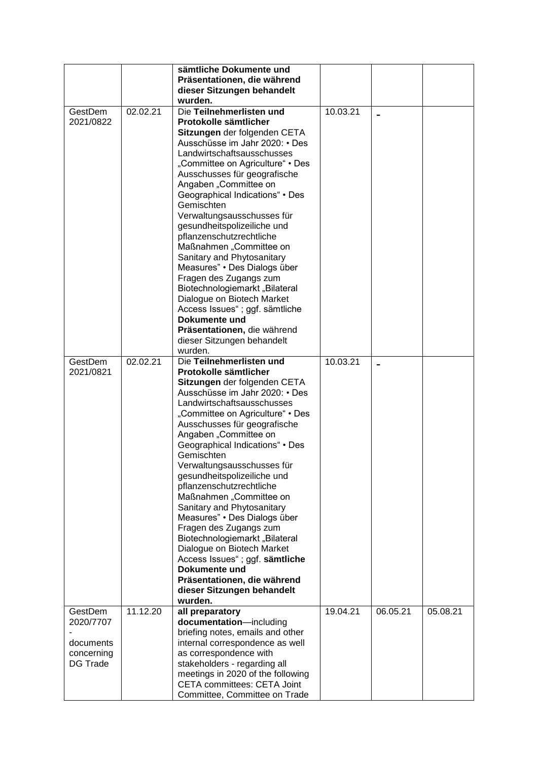| | | **sämtliche Dokumente und Präsentationen, die während dieser Sitzungen behandelt wurden.** | | | |
|---|---|---|---|---|---|
| GestDem 2021/0822 | 02.02.21 | Die **Teilnehmerlisten und Protokolle sämtlicher Sitzungen** der folgenden CETA Ausschüsse im Jahr 2020: • Des Landwirtschaftsausschusses „Committee on Agriculture“ • Des Ausschusses für geografische Angaben „Committee on Geographical Indications“ • Des Gemischten Verwaltungsausschusses für gesundheitspolizeiliche und pflanzenschutzrechtliche Maßnahmen „Committee on Sanitary and Phytosanitary Measures” • Des Dialogs über Fragen des Zugangs zum Biotechnologiemarkt „Bilateral Dialogue on Biotech Market Access Issues“ ; ggf. sämtliche **Dokumente und Präsentationen,** die während dieser Sitzungen behandelt wurden. | 10.03.21 | - | |
| GestDem 2021/0821 | 02.02.21 | Die **Teilnehmerlisten und Protokolle sämtlicher Sitzungen** der folgenden CETA Ausschüsse im Jahr 2020: • Des Landwirtschaftsausschusses „Committee on Agriculture“ • Des Ausschusses für geografische Angaben „Committee on Geographical Indications“ • Des Gemischten Verwaltungsausschusses für gesundheitspolizeiliche und pflanzenschutzrechtliche Maßnahmen „Committee on Sanitary and Phytosanitary Measures” • Des Dialogs über Fragen des Zugangs zum Biotechnologiemarkt „Bilateral Dialogue on Biotech Market Access Issues“ ; ggf. **sämtliche Dokumente und Präsentationen, die während dieser Sitzungen behandelt wurden.** | 10.03.21 | - | |
| GestDem 2020/7707 - documents concerning DG Trade | 11.12.20 | **all preparatory documentation**—including briefing notes, emails and other internal correspondence as well as correspondence with stakeholders - regarding all meetings in 2020 of the following CETA committees: CETA Joint Committee, Committee on Trade | 19.04.21 | 06.05.21 | 05.08.21 |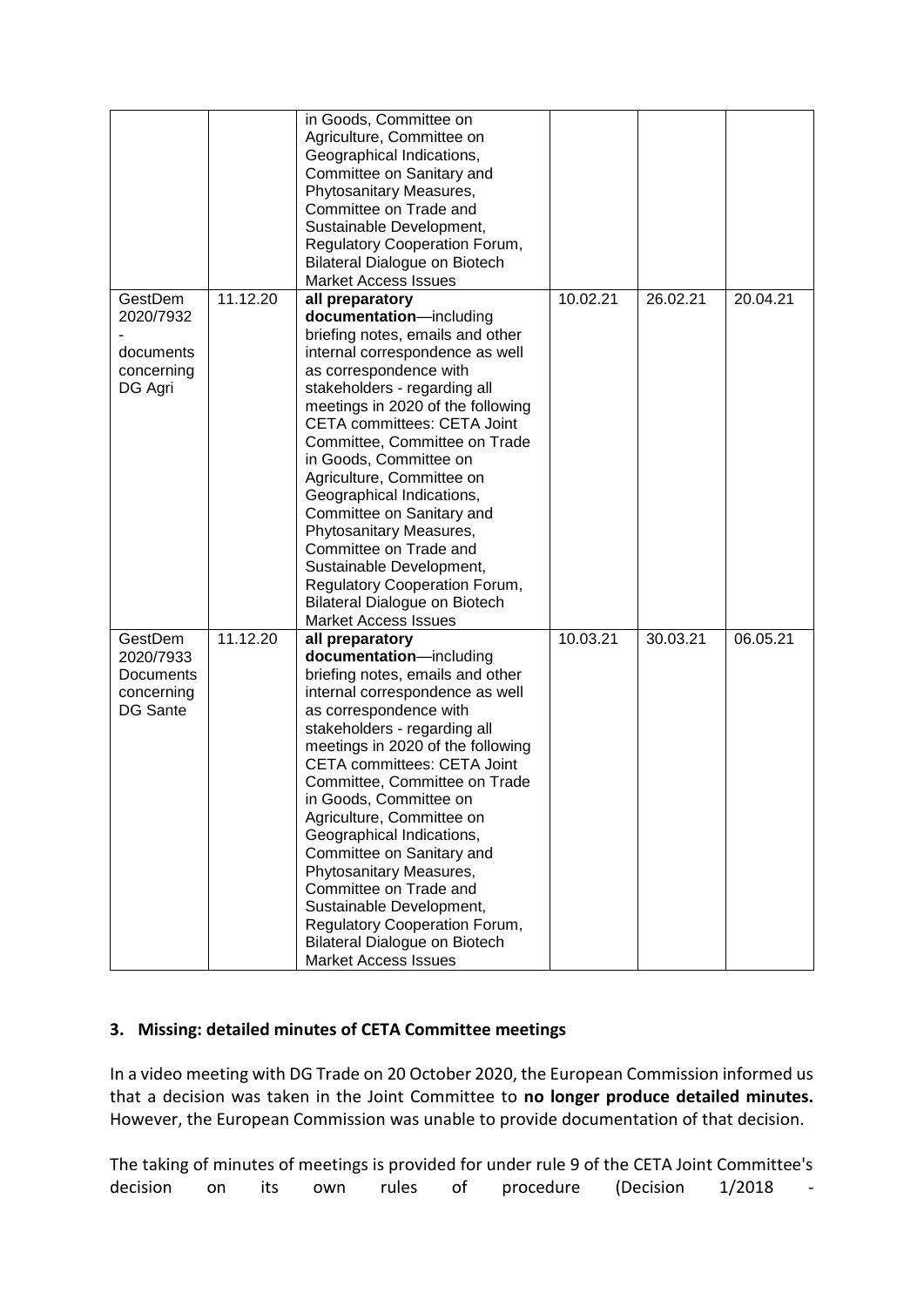| | | in Goods, Committee on Agriculture, Committee on Geographical Indications, Committee on Sanitary and Phytosanitary Measures, Committee on Trade and Sustainable Development, Regulatory Cooperation Forum, Bilateral Dialogue on Biotech Market Access Issues | | | |
|---|---|---|---|---|---|
| GestDem 2020/7932 - documents concerning DG Agri | 11.12.20 | **all preparatory documentation**—including briefing notes, emails and other internal correspondence as well as correspondence with stakeholders - regarding all meetings in 2020 of the following CETA committees: CETA Joint Committee, Committee on Trade in Goods, Committee on Agriculture, Committee on Geographical Indications, Committee on Sanitary and Phytosanitary Measures, Committee on Trade and Sustainable Development, Regulatory Cooperation Forum, Bilateral Dialogue on Biotech Market Access Issues | 10.02.21 | 26.02.21 | 20.04.21 |
| GestDem 2020/7933 Documents concerning DG Sante | 11.12.20 | **all preparatory documentation**—including briefing notes, emails and other internal correspondence as well as correspondence with stakeholders - regarding all meetings in 2020 of the following CETA committees: CETA Joint Committee, Committee on Trade in Goods, Committee on Agriculture, Committee on Geographical Indications, Committee on Sanitary and Phytosanitary Measures, Committee on Trade and Sustainable Development, Regulatory Cooperation Forum, Bilateral Dialogue on Biotech Market Access Issues | 10.03.21 | 30.03.21 | 06.05.21 |

### 3. Missing: detailed minutes of CETA Committee meetings

In a video meeting with DG Trade on 20 October 2020, the European Commission informed us that a decision was taken in the Joint Committee to **no longer produce detailed minutes.** However, the European Commission was unable to provide documentation of that decision.

The taking of minutes of meetings is provided for under rule 9 of the CETA Joint Committee's decision on its own rules of procedure (Decision 1/2018 -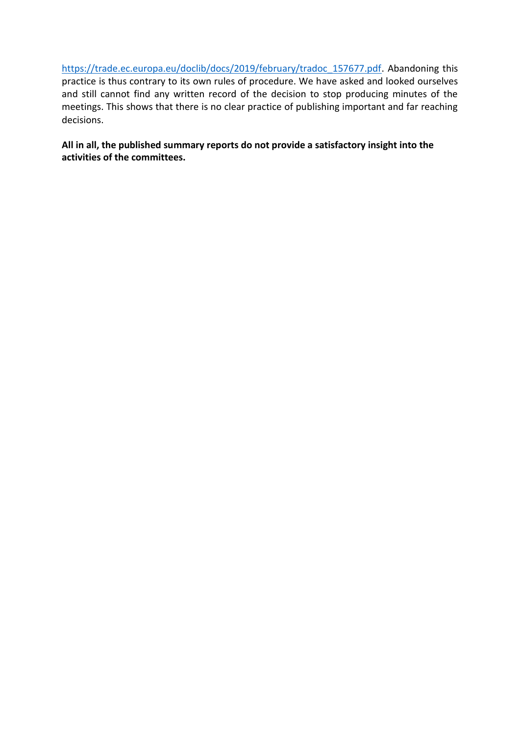https://trade.ec.europa.eu/doclib/docs/2019/february/tradoc_157677.pdf. Abandoning this practice is thus contrary to its own rules of procedure. We have asked and looked ourselves and still cannot find any written record of the decision to stop producing minutes of the meetings. This shows that there is no clear practice of publishing important and far reaching decisions.

**All in all, the published summary reports do not provide a satisfactory insight into the activities of the committees.**